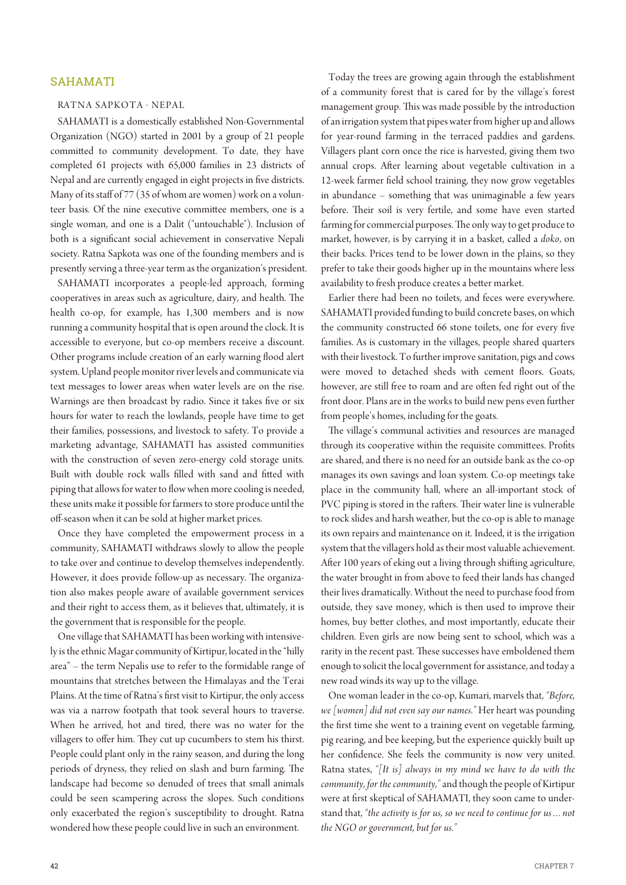## SAHAMATI

RATNA SAPKOTA · NEPAL

SAHAMATI is a domestically established Non-Governmental Organization (NGO) started in 2001 by a group of 21 people committed to community development. To date, they have completed 61 projects with 65,000 families in 23 districts of Nepal and are currently engaged in eight projects in five districts. Many of its staff of 77 (35 of whom are women) work on a volunteer basis. Of the nine executive committee members, one is a single woman, and one is a Dalit ("untouchable"). Inclusion of both is a significant social achievement in conservative Nepali society. Ratna Sapkota was one of the founding members and is presently serving a three-year term as the organization's president.

SAHAMATI incorporates a people-led approach, forming cooperatives in areas such as agriculture, dairy, and health. The health co-op, for example, has 1,300 members and is now running a community hospital that is open around the clock. It is accessible to everyone, but co-op members receive a discount. Other programs include creation of an early warning flood alert system. Upland people monitor river levels and communicate via text messages to lower areas when water levels are on the rise. Warnings are then broadcast by radio. Since it takes five or six hours for water to reach the lowlands, people have time to get their families, possessions, and livestock to safety. To provide a marketing advantage, SAHAMATI has assisted communities with the construction of seven zero-energy cold storage units. Built with double rock walls filled with sand and fitted with piping that allows for water to flow when more cooling is needed, these units make it possible for farmers to store produce until the off-season when it can be sold at higher market prices.

Once they have completed the empowerment process in a community, SAHAMATI withdraws slowly to allow the people to take over and continue to develop themselves independently. However, it does provide follow-up as necessary. The organization also makes people aware of available government services and their right to access them, as it believes that, ultimately, it is the government that is responsible for the people.

One village that SAHAMATI has been working with intensively is the ethnic Magar community of Kirtipur, located in the "hilly area" – the term Nepalis use to refer to the formidable range of mountains that stretches between the Himalayas and the Terai Plains. At the time of Ratna's first visit to Kirtipur, the only access was via a narrow footpath that took several hours to traverse. When he arrived, hot and tired, there was no water for the villagers to offer him. They cut up cucumbers to stem his thirst. People could plant only in the rainy season, and during the long periods of dryness, they relied on slash and burn farming. The landscape had become so denuded of trees that small animals could be seen scampering across the slopes. Such conditions only exacerbated the region's susceptibility to drought. Ratna wondered how these people could live in such an environment.

Today the trees are growing again through the establishment of a community forest that is cared for by the village's forest management group. This was made possible by the introduction of an irrigation system that pipes water from higher up and allows for year-round farming in the terraced paddies and gardens. Villagers plant corn once the rice is harvested, giving them two annual crops. After learning about vegetable cultivation in a 12-week farmer field school training, they now grow vegetables in abundance – something that was unimaginable a few years before. Their soil is very fertile, and some have even started farming for commercial purposes. The only way to get produce to market, however, is by carrying it in a basket, called a *doko*, on their backs. Prices tend to be lower down in the plains, so they prefer to take their goods higher up in the mountains where less availability to fresh produce creates a better market.

Earlier there had been no toilets, and feces were everywhere. SAHAMATI provided funding to build concrete bases, on which the community constructed 66 stone toilets, one for every five families. As is customary in the villages, people shared quarters with their livestock. To further improve sanitation, pigs and cows were moved to detached sheds with cement floors. Goats, however, are still free to roam and are often fed right out of the front door. Plans are in the works to build new pens even further from people's homes, including for the goats.

The village's communal activities and resources are managed through its cooperative within the requisite committees. Profits are shared, and there is no need for an outside bank as the co-op manages its own savings and loan system. Co-op meetings take place in the community hall, where an all-important stock of PVC piping is stored in the rafters. Their water line is vulnerable to rock slides and harsh weather, but the co-op is able to manage its own repairs and maintenance on it. Indeed, it is the irrigation system that the villagers hold as their most valuable achievement. After 100 years of eking out a living through shifting agriculture, the water brought in from above to feed their lands has changed their lives dramatically. Without the need to purchase food from outside, they save money, which is then used to improve their homes, buy better clothes, and most importantly, educate their children. Even girls are now being sent to school, which was a rarity in the recent past. These successes have emboldened them enough to solicit the local government for assistance, and today a new road winds its way up to the village.

One woman leader in the co-op, Kumari, marvels that, *"Before, we [women] did not even say our names."* Her heart was pounding the first time she went to a training event on vegetable farming, pig rearing, and bee keeping, but the experience quickly built up her confidence. She feels the community is now very united. Ratna states, *"[It is] always in my mind we have to do with the community, for the community,"* and though the people of Kirtipur were at first skeptical of SAHAMATI, they soon came to understand that, *"the activity is for us, so we need to continue for us … not the NGO or government, but for us."*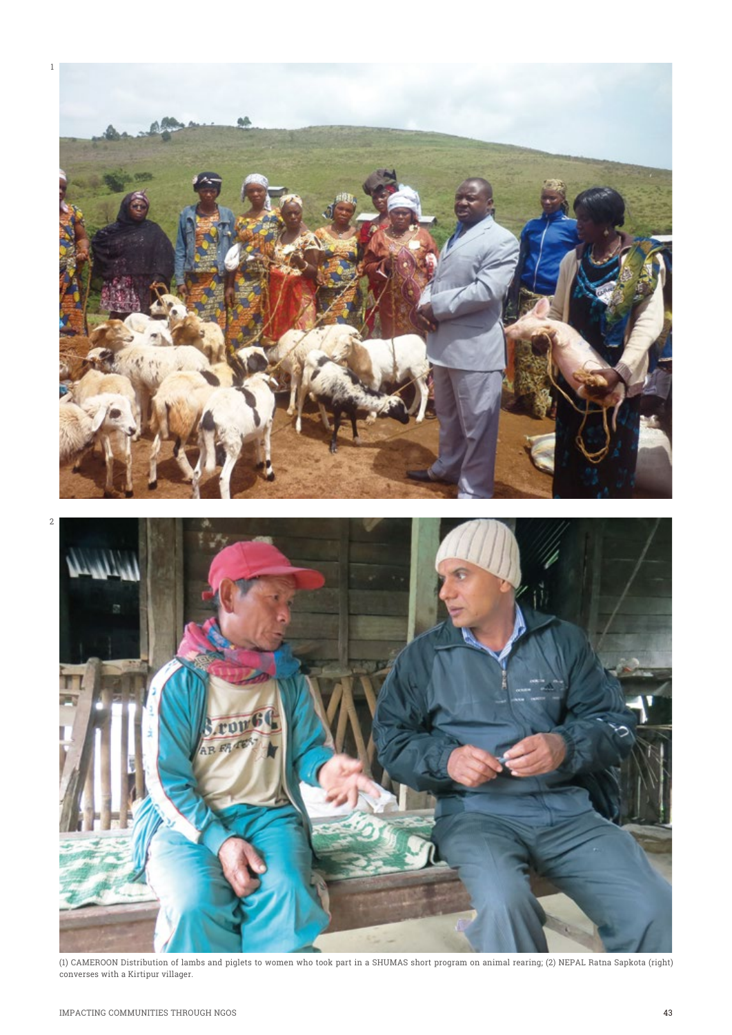(1) CAMEROON Distribution of lambs and piglets to women who took part in a SHUMAS short program on animal rearing; (2) NEPAL Ratna Sapkota (right) converses with a Kirtipur villager.